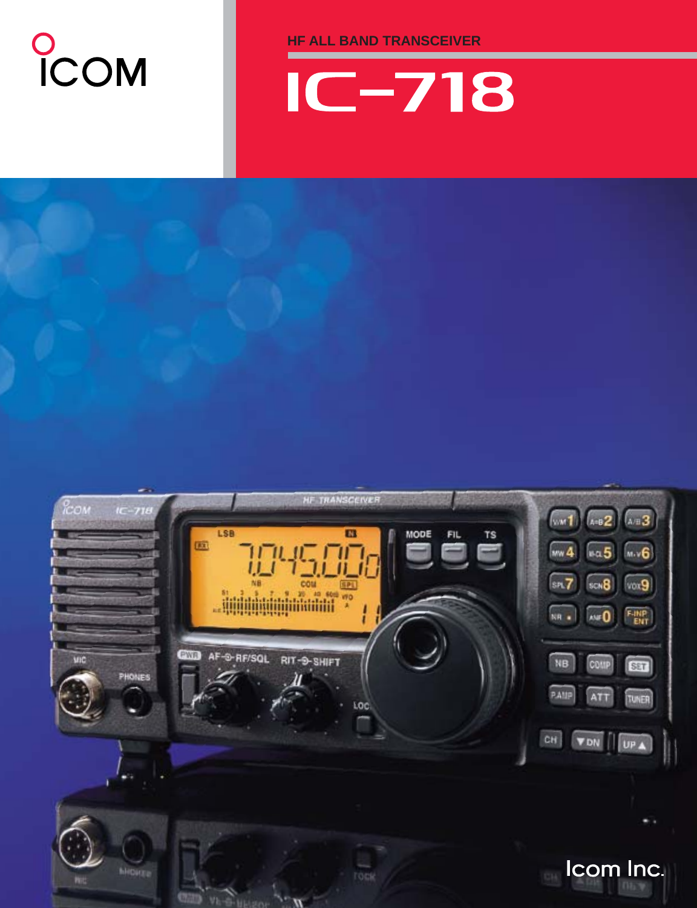ICOM

HF ALL BAND TRANSCEIVER

# IC-718

Icom Inc.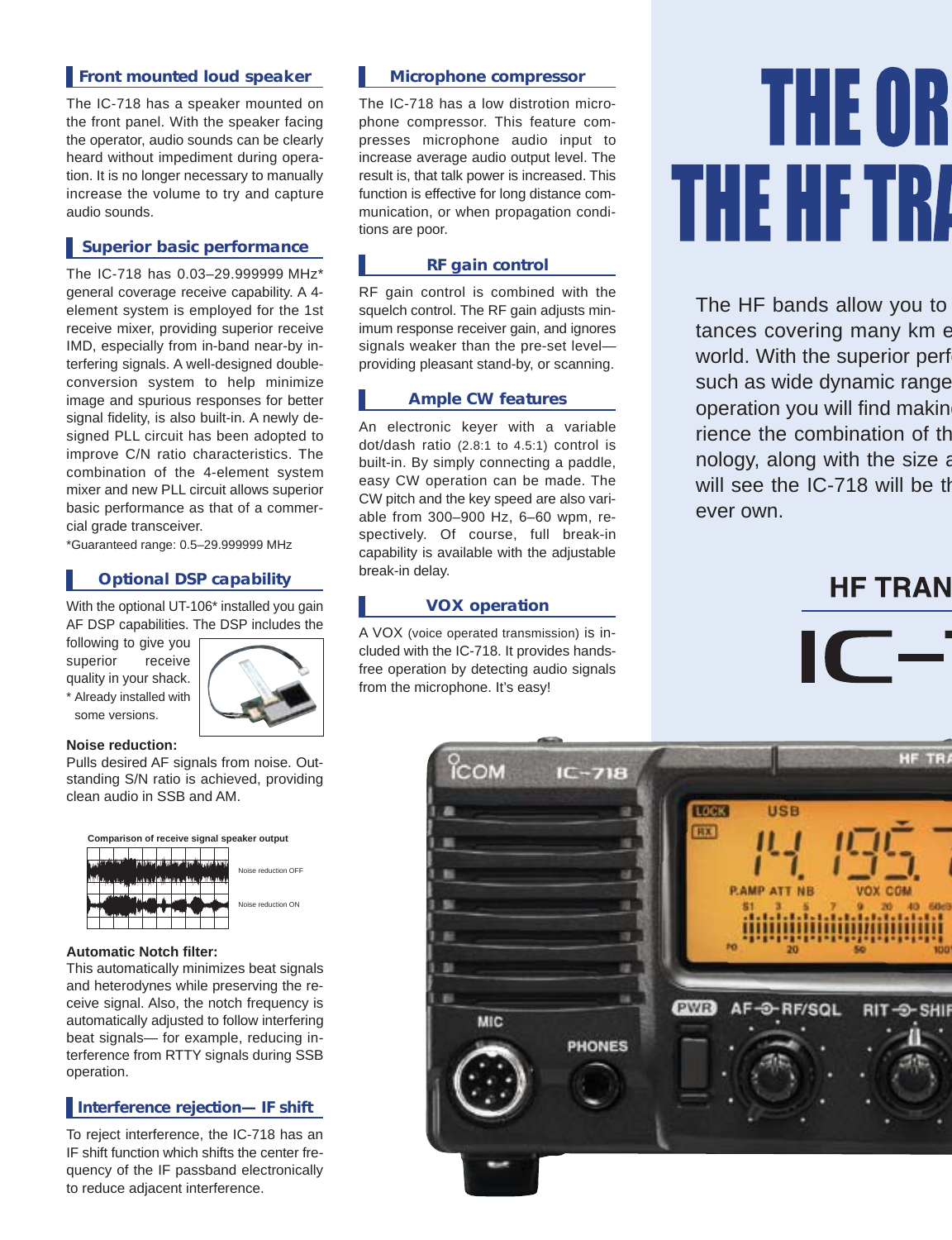## Front mounted loud speaker

The IC-718 has a speaker mounted on the front panel. With the speaker facing the operator, audio sounds can be clearly heard without impediment during operation. It is no longer necessary to manually increase the volume to try and capture audio sounds.

## Superior basic performance

The IC-718 has 0.03–29.999999 MHz* general coverage receive capability. A 4-element system is employed for the 1st receive mixer, providing superior receive IMD, especially from in-band near-by interfering signals. A well-designed double-conversion system to help minimize image and spurious responses for better signal fidelity, is also built-in. A newly designed PLL circuit has been adopted to improve C/N ratio characteristics. The combination of the 4-element system mixer and new PLL circuit allows superior basic performance as that of a commercial grade transceiver.

*Guaranteed range: 0.5–29.999999 MHz

## Optional DSP capability

With the optional UT-106* installed you gain AF DSP capabilities. The DSP includes the following to give you superior receive quality in your shack.

* Already installed with some versions.

**Noise reduction:**
Pulls desired AF signals from noise. Outstanding S/N ratio is achieved, providing clean audio in SSB and AM.

**Comparison of receive signal speaker output**

Noise reduction OFF

Noise reduction ON

**Automatic Notch filter:**
This automatically minimizes beat signals and heterodynes while preserving the receive signal. Also, the notch frequency is automatically adjusted to follow interfering beat signals— for example, reducing interference from RTTY signals during SSB operation.

## Interference rejection— IF shift

To reject interference, the IC-718 has an IF shift function which shifts the center frequency of the IF passband electronically to reduce adjacent interference.

## Microphone compressor

The IC-718 has a low distrotion microphone compressor. This feature compresses microphone audio input to increase average audio output level. The result is, that talk power is increased. This function is effective for long distance communication, or when propagation conditions are poor.

## RF gain control

RF gain control is combined with the squelch control. The RF gain adjusts minimum response receiver gain, and ignores signals weaker than the pre-set level—providing pleasant stand-by, or scanning.

## Ample CW features

An electronic keyer with a variable dot/dash ratio (2.8:1 to 4.5:1) control is built-in. By simply connecting a paddle, easy CW operation can be made. The CW pitch and the key speed are also variable from 300–900 Hz, 6–60 wpm, respectively. Of course, full break-in capability is available with the adjustable break-in delay.

## VOX operation

A VOX (voice operated transmission) is included with the IC-718. It provides hands-free operation by detecting audio signals from the microphone. It's easy!

# THE OR
# THE HF TRA

The HF bands allow you to tances covering many km e world. With the superior perf such as wide dynamic range operation you will find makin rience the combination of th nology, along with the size a will see the IC-718 will be th ever own.

## HF TRAN

IC–7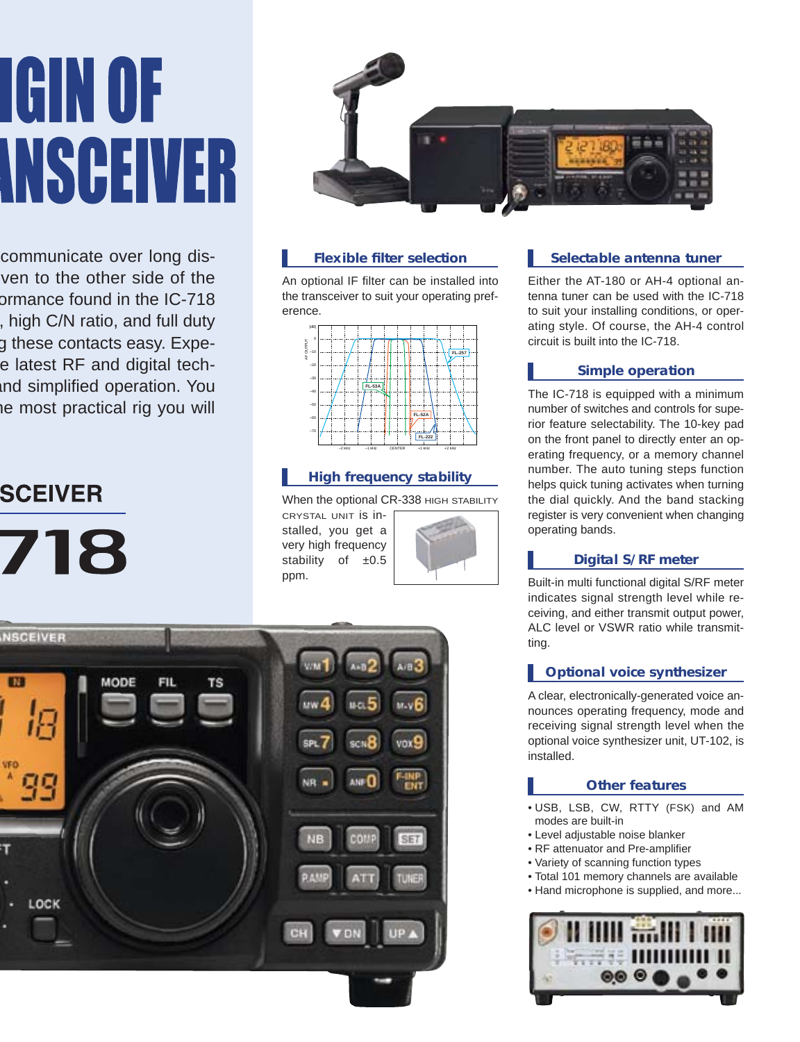# IGIN OF ANSCEIVER

communicate over long dis-
ven to the other side of the
ormance found in the IC-718
, high C/N ratio, and full duty
g these contacts easy. Expe-
e latest RF and digital tech-
and simplified operation. You
he most practical rig you will

## SCEIVER

# 718

### Flexible filter selection

An optional IF filter can be installed into the transceiver to suit your operating preference.

### High frequency stability

When the optional CR-338 HIGH STABILITY CRYSTAL UNIT is installed, you get a very high frequency stability of ±0.5 ppm.

### Selectable antenna tuner

Either the AT-180 or AH-4 optional antenna tuner can be used with the IC-718 to suit your installing conditions, or operating style. Of course, the AH-4 control circuit is built into the IC-718.

### Simple operation

The IC-718 is equipped with a minimum number of switches and controls for superior feature selectability. The 10-key pad on the front panel to directly enter an operating frequency, or a memory channel number. The auto tuning steps function helps quick tuning activates when turning the dial quickly. And the band stacking register is very convenient when changing operating bands.

### Digital S/RF meter

Built-in multi functional digital S/RF meter indicates signal strength level while receiving, and either transmit output power, ALC level or VSWR ratio while transmitting.

### Optional voice synthesizer

A clear, electronically-generated voice announces operating frequency, mode and receiving signal strength level when the optional voice synthesizer unit, UT-102, is installed.

### Other features

- USB, LSB, CW, RTTY (FSK) and AM modes are built-in
- Level adjustable noise blanker
- RF attenuator and Pre-amplifier
- Variety of scanning function types
- Total 101 memory channels are available
- Hand microphone is supplied, and more...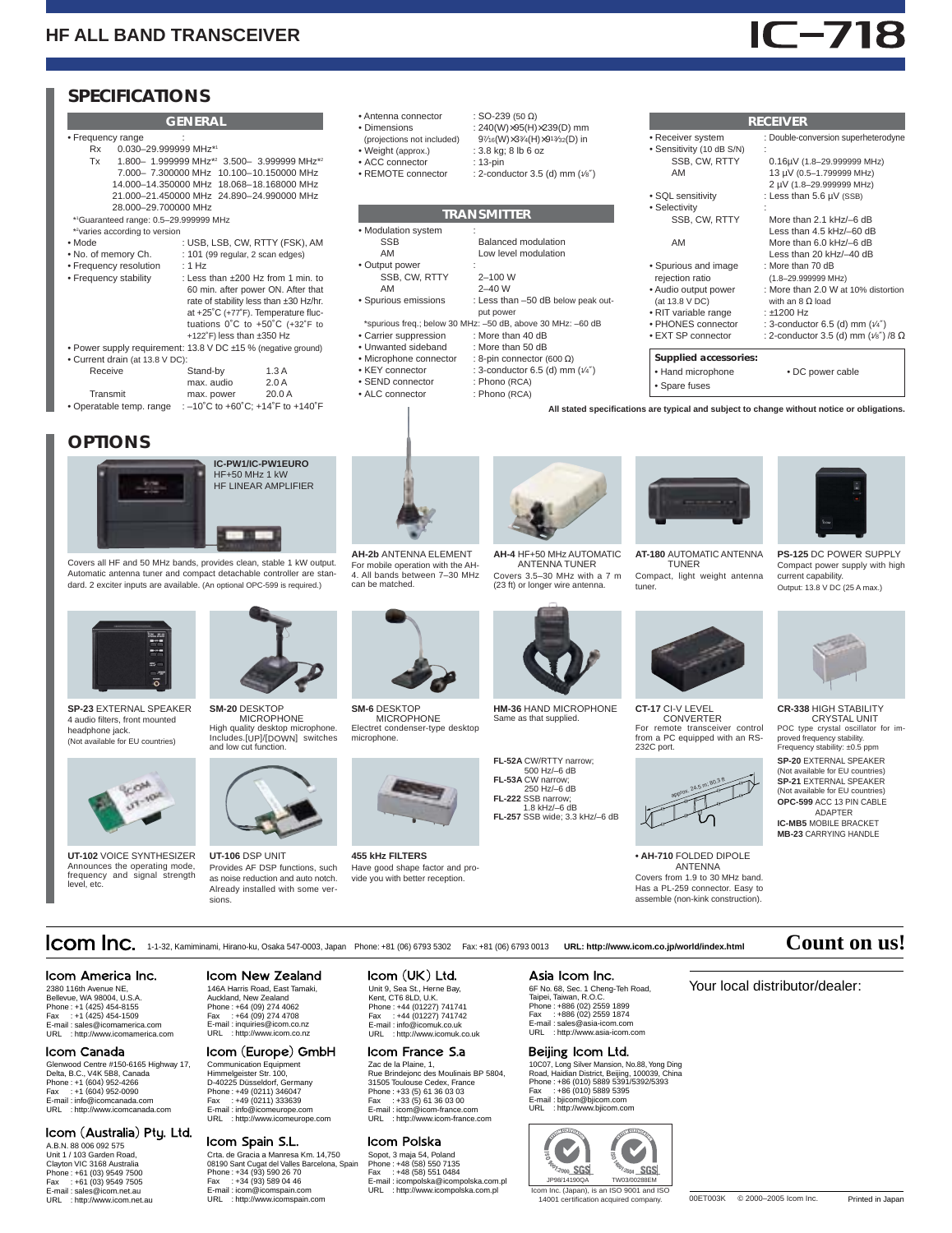# HF ALL BAND TRANSCEIVER

# IC-718

## SPECIFICATIONS

### GENERAL

- Frequency range :
  - Rx 0.030–29.999999 MHz*[1]
  - Tx 1.800– 1.999999 MHz*[2] 3.500– 3.999999 MHz*[2]
    7.000– 7.300000 MHz 10.100–10.150000 MHz
    14.000–14.350000 MHz 18.068–18.168000 MHz
    21.000–21.450000 MHz 24.890–24.990000 MHz
    28.000–29.700000 MHz

*[1]Guaranteed range: 0.5–29.999999 MHz
*[2]varies according to version

- Mode : USB, LSB, CW, RTTY (FSK), AM
- No. of memory Ch. : 101 (99 regular, 2 scan edges)
- Frequency resolution : 1 Hz
- Frequency stability : Less than ±200 Hz from 1 min. to 60 min. after power ON. After that rate of stability less than ±30 Hz/hr. at +25˚C (+77˚F). Temperature fluctuations 0˚C to +50˚C (+32˚F to +122˚F) less than ±350 Hz
- Power supply requirement: 13.8 V DC ±15 % (negative ground)
- Current drain (at 13.8 V DC):

| | | |
|---|---|---|
| Receive | Stand-by | 1.3 A |
| | max. audio | 2.0 A |
| Transmit | max. power | 20.0 A |

- Operatable temp. range : –10˚C to +60˚C; +14˚F to +140˚F
- Antenna connector : SO-239 (50 Ω)
- Dimensions (projections not included) : 240(W)×95(H)×239(D) mm; 9⁷⁄₁₆(W)×3¾(H)×9¹³⁄₃₂(D) in
- Weight (approx.) : 3.8 kg; 8 lb 6 oz
- ACC connector : 13-pin
- REMOTE connector : 2-conductor 3.5 (d) mm (⅛˝)

### TRANSMITTER

- Modulation system :
  - SSB Balanced modulation
  - AM Low level modulation
- Output power :
  - SSB, CW, RTTY 2–100 W
  - AM 2–40 W
- Spurious emissions : Less than –50 dB below peak output power

*spurious freq.; below 30 MHz: –50 dB, above 30 MHz: –60 dB

- Carrier suppression : More than 40 dB
- Unwanted sideband : More than 50 dB
- Microphone connector : 8-pin connector (600 Ω)
- KEY connector : 3-conductor 6.5 (d) mm (¼˝)
- SEND connector : Phono (RCA)
- ALC connector : Phono (RCA)

### RECEIVER

- Receiver system : Double-conversion superheterodyne
- Sensitivity (10 dB S/N) :
  - SSB, CW, RTTY 0.16μV (1.8–29.999999 MHz)
  - AM 13 μV (0.5–1.799999 MHz)
    2 μV (1.8–29.999999 MHz)
- SQL sensitivity : Less than 5.6 μV (SSB)
- Selectivity :
  - SSB, CW, RTTY More than 2.1 kHz/–6 dB
    Less than 4.5 kHz/–60 dB
  - AM More than 6.0 kHz/–6 dB
    Less than 20 kHz/–40 dB
- Spurious and image rejection ratio : More than 70 dB (1.8–29.999999 MHz)
- Audio output power (at 13.8 V DC) : More than 2.0 W at 10% distortion with an 8 Ω load
- RIT variable range : ±1200 Hz
- PHONES connector : 3-conductor 6.5 (d) mm (¼˝)
- EXT SP connector : 2-conductor 3.5 (d) mm (⅛˝) /8 Ω

**Supplied accessories:**

- Hand microphone
- DC power cable
- Spare fuses

**All stated specifications are typical and subject to change without notice or obligations.**

## OPTIONS

**IC-PW1/IC-PW1EURO**
HF+50 MHz 1 kW
HF LINEAR AMPLIFIER

Covers all HF and 50 MHz bands, provides clean, stable 1 kW output. Automatic antenna tuner and compact detachable controller are standard. 2 exciter inputs are available. (An optional OPC-599 is required.)

**AH-2b** ANTENNA ELEMENT
For mobile operation with the AH-4. All bands between 7–30 MHz can be matched.

**AH-4** HF+50 MHz AUTOMATIC ANTENNA TUNER
Covers 3.5–30 MHz with a 7 m (23 ft) or longer wire antenna.

**AT-180** AUTOMATIC ANTENNA TUNER
Compact, light weight antenna tuner.

**PS-125** DC POWER SUPPLY
Compact power supply with high current capability.
Output: 13.8 V DC (25 A max.)

**SP-23** EXTERNAL SPEAKER
4 audio filters, front mounted headphone jack.
(Not available for EU countries)

**SM-20** DESKTOP MICROPHONE
High quality desktop microphone. Includes.[UP]/[DOWN] switches and low cut function.

**SM-6** DESKTOP MICROPHONE
Electret condenser-type desktop microphone.

**HM-36** HAND MICROPHONE
Same as that supplied.

**CT-17** CI-V LEVEL CONVERTER
For remote transceiver control from a PC equipped with an RS-232C port.

**CR-338** HIGH STABILITY CRYSTAL UNIT
POC type crystal oscillator for improved frequency stability.
Frequency stability: ±0.5 ppm

**UT-102** VOICE SYNTHESIZER
Announces the operating mode, frequency and signal strength level, etc.

**UT-106** DSP UNIT
Provides AF DSP functions, such as noise reduction and auto notch. Already installed with some versions.

**455 kHz FILTERS**
Have good shape factor and provide you with better reception.

**FL-52A** CW/RTTY narrow; 500 Hz/–6 dB
**FL-53A** CW narrow; 250 Hz/–6 dB
**FL-222** SSB narrow; 1.8 kHz/–6 dB
**FL-257** SSB wide; 3.3 kHz/–6 dB

approx. 24.5 m; 80.3 ft

**• AH-710** FOLDED DIPOLE ANTENNA
Covers from 1.9 to 30 MHz band. Has a PL-259 connector. Easy to assemble (non-kink construction).

**SP-20** EXTERNAL SPEAKER
(Not available for EU countries)
**SP-21** EXTERNAL SPEAKER
(Not available for EU countries)
**OPC-599** ACC 13 PIN CABLE ADAPTER
**IC-MB5** MOBILE BRACKET
**MB-23** CARRYING HANDLE

---

**Icom Inc.** 1-1-32, Kamiminami, Hirano-ku, Osaka 547-0003, Japan Phone: +81 (06) 6793 5302 Fax: +81 (06) 6793 0013 **URL: http://www.icom.co.jp/world/index.html**

**Count on us!**

**Icom America Inc.**
2380 116th Avenue NE,
Bellevue, WA 98004, U.S.A.
Phone : +1 (425) 454-8155
Fax : +1 (425) 454-1509
E-mail : sales@icomamerica.com
URL : http://www.icomamerica.com

**Icom Canada**
Glenwood Centre #150-6165 Highway 17,
Delta, B.C., V4K 5B8, Canada
Phone : +1 (604) 952-4266
Fax : +1 (604) 952-0090
E-mail : info@icomcanada.com
URL : http://www.icomcanada.com

**Icom (Australia) Pty. Ltd.**
A.B.N. 88 006 092 575
Unit 1 / 103 Garden Road,
Clayton VIC 3168 Australia
Phone : +61 (03) 9549 7500
Fax : +61 (03) 9549 7505
E-mail : sales@icom.net.au
URL : http://www.icom.net.au

**Icom New Zealand**
146A Harris Road, East Tamaki,
Auckland, New Zealand
Phone : +64 (09) 274 4062
Fax : +64 (09) 274 4708
E-mail : inquiries@icom.co.nz
URL : http://www.icom.co.nz

**Icom (Europe) GmbH**
Communication Equipment
Himmelgeister Str. 100,
D-40225 Düsseldorf, Germany
Phone : +49 (0211) 346047
Fax : +49 (0211) 333639
E-mail : info@icomeurope.com
URL : http://www.icomeurope.com

**Icom Spain S.L.**
Crta. de Gracia a Manresa Km. 14,750
08190 Sant Cugat del Valles Barcelona, Spain
Phone : +34 (93) 590 26 70
Fax : +34 (93) 589 04 46
E-mail : icom@icomspain.com
URL : http://www.icomspain.com

**Icom (UK) Ltd.**
Unit 9, Sea St., Herne Bay,
Kent, CT6 8LD, U.K.
Phone : +44 (01227) 741741
Fax : +44 (01227) 741742
E-mail : info@icomuk.co.uk
URL : http://www.icomuk.co.uk

**Icom France S.a**
Zac de la Plaine, 1,
Rue Brindejonc des Moulinais BP 5804,
31505 Toulouse Cedex, France
Phone : +33 (5) 61 36 03 03
Fax : +33 (5) 61 36 03 00
E-mail : icom@icom-france.com
URL : http://www.icom-france.com

**Icom Polska**
Sopot, 3 maja 54, Poland
Phone : +48 (58) 550 7135
Fax : +48 (58) 551 0484
E-mail : icompolska@icompolska.com.pl
URL : http://www.icompolska.com.pl

**Asia Icom Inc.**
6F No. 68, Sec. 1 Cheng-Teh Road,
Taipei, Taiwan, R.O.C.
Phone : +886 (02) 2559 1899
Fax : +886 (02) 2559 1874
E-mail : sales@asia-icom.com
URL : http://www.asia-icom.com

**Beijing Icom Ltd.**
10C07, Long Silver Mansion, No.88, Yong Ding
Road, Haidian District, Beijing, 100039, China
Phone : +86 (010) 5889 5391/5392/5393
Fax : +86 (010) 5889 5395
E-mail : bjicom@bjicom.com
URL : http://www.bjicom.com

JP98/14190QA TW03/00288EM
Icom Inc. (Japan), is an ISO 9001 and ISO 14001 certification acquired company.

Your local distributor/dealer:

00ET003K © 2000–2005 Icom Inc. Printed in Japan